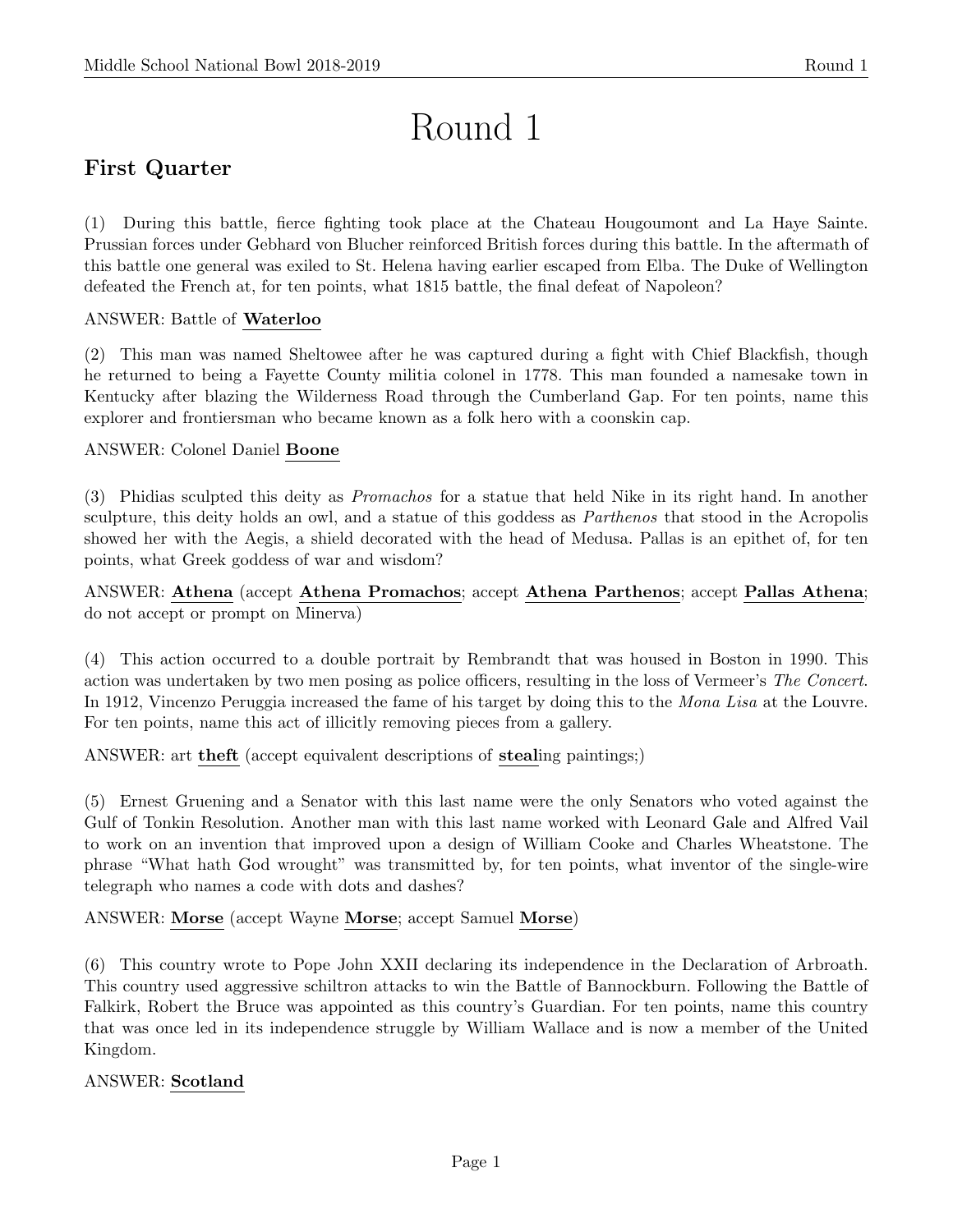# Round 1

## First Quarter

(1) During this battle, fierce fighting took place at the Chateau Hougoumont and La Haye Sainte. Prussian forces under Gebhard von Blucher reinforced British forces during this battle. In the aftermath of this battle one general was exiled to St. Helena having earlier escaped from Elba. The Duke of Wellington defeated the French at, for ten points, what 1815 battle, the final defeat of Napoleon?

ANSWER: Battle of **Waterloo**

(2) This man was named Sheltowee after he was captured during a fight with Chief Blackfish, though he returned to being a Fayette County militia colonel in 1778. This man founded a namesake town in Kentucky after blazing the Wilderness Road through the Cumberland Gap. For ten points, name this explorer and frontiersman who became known as a folk hero with a coonskin cap.

ANSWER: Colonel Daniel **Boone**

(3) Phidias sculpted this deity as *Promachos* for a statue that held Nike in its right hand. In another sculpture, this deity holds an owl, and a statue of this goddess as *Parthenos* that stood in the Acropolis showed her with the Aegis, a shield decorated with the head of Medusa. Pallas is an epithet of, for ten points, what Greek goddess of war and wisdom?

ANSWER: **Athena** (accept **Athena Promachos**; accept **Athena Parthenos**; accept **Pallas Athena**; do not accept or prompt on Minerva)

(4) This action occurred to a double portrait by Rembrandt that was housed in Boston in 1990. This action was undertaken by two men posing as police officers, resulting in the loss of Vermeer's *The Concert*. In 1912, Vincenzo Peruggia increased the fame of his target by doing this to the *Mona Lisa* at the Louvre. For ten points, name this act of illicitly removing pieces from a gallery.

ANSWER: art **theft** (accept equivalent descriptions of **steal**ing paintings;)

(5) Ernest Gruening and a Senator with this last name were the only Senators who voted against the Gulf of Tonkin Resolution. Another man with this last name worked with Leonard Gale and Alfred Vail to work on an invention that improved upon a design of William Cooke and Charles Wheatstone. The phrase "What hath God wrought" was transmitted by, for ten points, what inventor of the single-wire telegraph who names a code with dots and dashes?

ANSWER: **Morse** (accept Wayne **Morse**; accept Samuel **Morse**)

(6) This country wrote to Pope John XXII declaring its independence in the Declaration of Arbroath. This country used aggressive schiltron attacks to win the Battle of Bannockburn. Following the Battle of Falkirk, Robert the Bruce was appointed as this country's Guardian. For ten points, name this country that was once led in its independence struggle by William Wallace and is now a member of the United Kingdom.

ANSWER: **Scotland**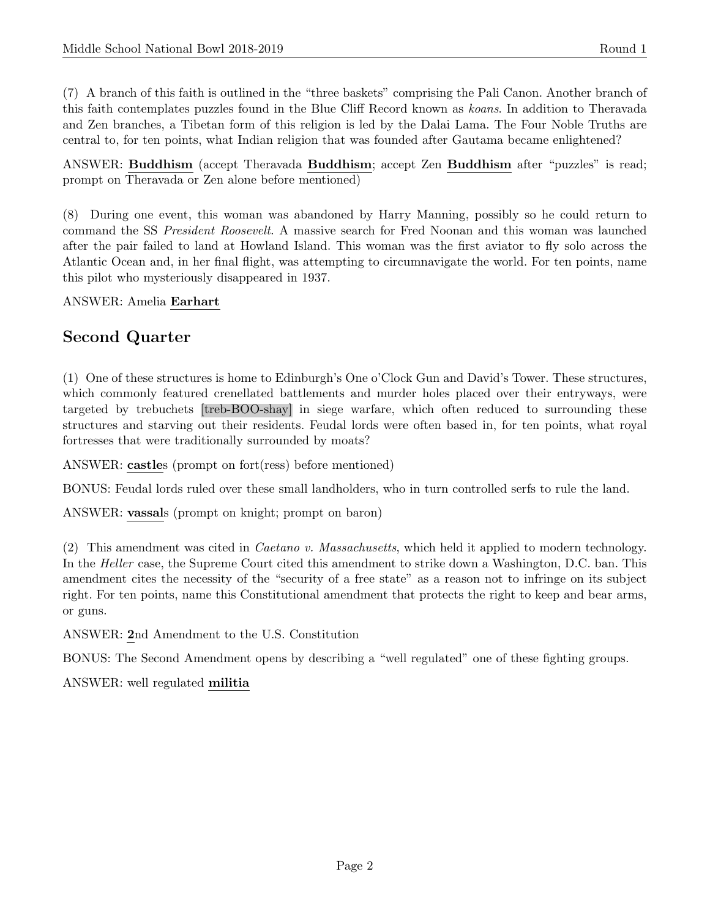(7) A branch of this faith is outlined in the "three baskets" comprising the Pali Canon. Another branch of this faith contemplates puzzles found in the Blue Cliff Record known as *koans*. In addition to Theravada and Zen branches, a Tibetan form of this religion is led by the Dalai Lama. The Four Noble Truths are central to, for ten points, what Indian religion that was founded after Gautama became enlightened?

ANSWER: **Buddhism** (accept Theravada **Buddhism**; accept Zen **Buddhism** after "puzzles" is read; prompt on Theravada or Zen alone before mentioned)

(8) During one event, this woman was abandoned by Harry Manning, possibly so he could return to command the SS *President Roosevelt*. A massive search for Fred Noonan and this woman was launched after the pair failed to land at Howland Island. This woman was the first aviator to fly solo across the Atlantic Ocean and, in her final flight, was attempting to circumnavigate the world. For ten points, name this pilot who mysteriously disappeared in 1937.

ANSWER: Amelia **Earhart**

## Second Quarter

(1) One of these structures is home to Edinburgh's One o'Clock Gun and David's Tower. These structures, which commonly featured crenellated battlements and murder holes placed over their entryways, were targeted by trebuchets [treb-BOO-shay] in siege warfare, which often reduced to surrounding these structures and starving out their residents. Feudal lords were often based in, for ten points, what royal fortresses that were traditionally surrounded by moats?

ANSWER: **castle**s (prompt on fort(ress) before mentioned)

BONUS: Feudal lords ruled over these small landholders, who in turn controlled serfs to rule the land.

ANSWER: **vassal**s (prompt on knight; prompt on baron)

(2) This amendment was cited in *Caetano v. Massachusetts*, which held it applied to modern technology. In the *Heller* case, the Supreme Court cited this amendment to strike down a Washington, D.C. ban. This amendment cites the necessity of the "security of a free state" as a reason not to infringe on its subject right. For ten points, name this Constitutional amendment that protects the right to keep and bear arms, or guns.

ANSWER: **2**nd Amendment to the U.S. Constitution

BONUS: The Second Amendment opens by describing a "well regulated" one of these fighting groups.

ANSWER: well regulated **militia**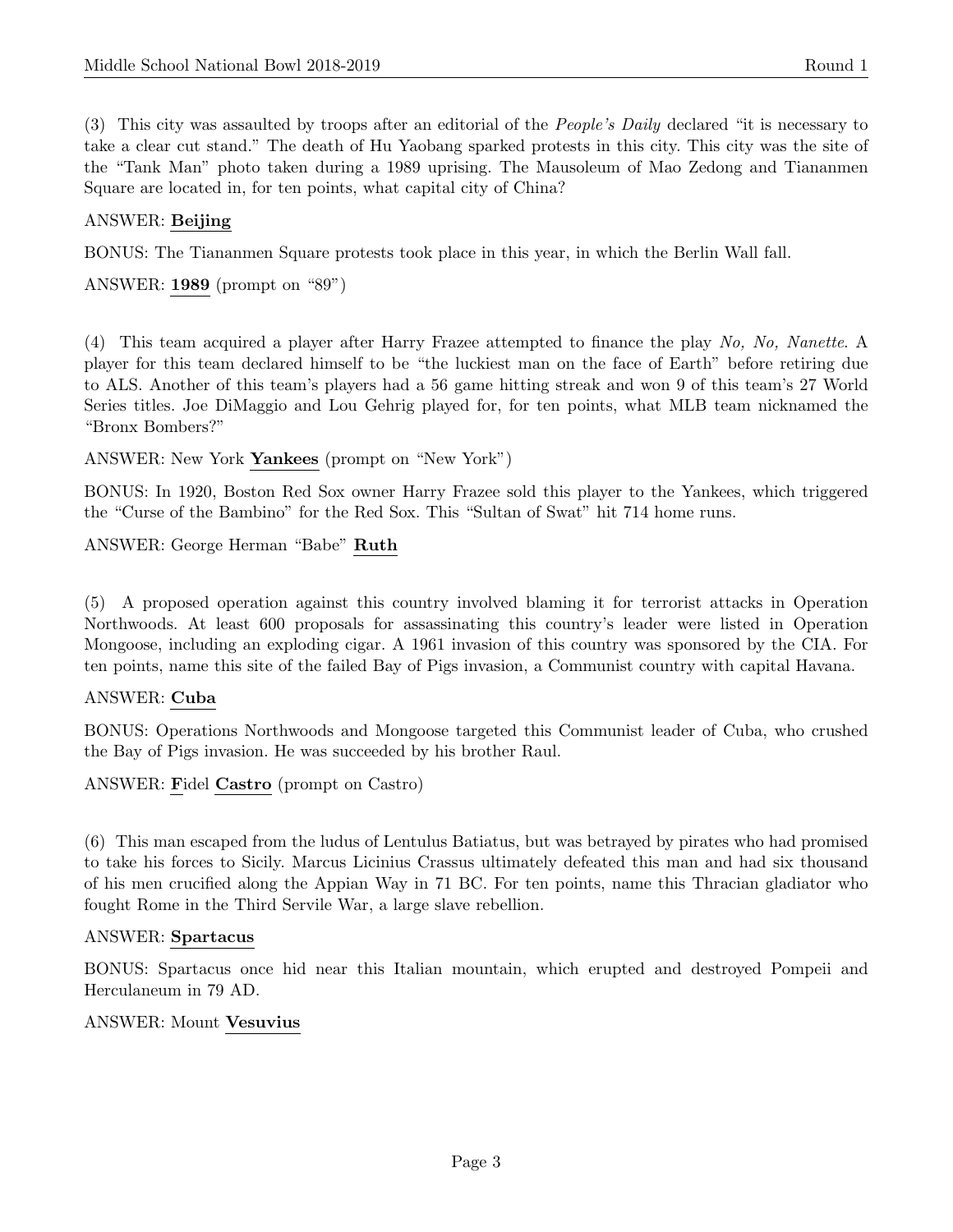(3) This city was assaulted by troops after an editorial of the *People's Daily* declared "it is necessary to take a clear cut stand." The death of Hu Yaobang sparked protests in this city. This city was the site of the "Tank Man" photo taken during a 1989 uprising. The Mausoleum of Mao Zedong and Tiananmen Square are located in, for ten points, what capital city of China?

ANSWER: **Beijing**

BONUS: The Tiananmen Square protests took place in this year, in which the Berlin Wall fall.

ANSWER: **1989** (prompt on "89")

(4) This team acquired a player after Harry Frazee attempted to finance the play *No, No, Nanette*. A player for this team declared himself to be "the luckiest man on the face of Earth" before retiring due to ALS. Another of this team's players had a 56 game hitting streak and won 9 of this team's 27 World Series titles. Joe DiMaggio and Lou Gehrig played for, for ten points, what MLB team nicknamed the "Bronx Bombers?"

ANSWER: New York **Yankees** (prompt on "New York")

BONUS: In 1920, Boston Red Sox owner Harry Frazee sold this player to the Yankees, which triggered the "Curse of the Bambino" for the Red Sox. This "Sultan of Swat" hit 714 home runs.

ANSWER: George Herman "Babe" **Ruth**

(5) A proposed operation against this country involved blaming it for terrorist attacks in Operation Northwoods. At least 600 proposals for assassinating this country's leader were listed in Operation Mongoose, including an exploding cigar. A 1961 invasion of this country was sponsored by the CIA. For ten points, name this site of the failed Bay of Pigs invasion, a Communist country with capital Havana.

ANSWER: **Cuba**

BONUS: Operations Northwoods and Mongoose targeted this Communist leader of Cuba, who crushed the Bay of Pigs invasion. He was succeeded by his brother Raul.

ANSWER: **F**idel **Castro** (prompt on Castro)

(6) This man escaped from the ludus of Lentulus Batiatus, but was betrayed by pirates who had promised to take his forces to Sicily. Marcus Licinius Crassus ultimately defeated this man and had six thousand of his men crucified along the Appian Way in 71 BC. For ten points, name this Thracian gladiator who fought Rome in the Third Servile War, a large slave rebellion.

ANSWER: **Spartacus**

BONUS: Spartacus once hid near this Italian mountain, which erupted and destroyed Pompeii and Herculaneum in 79 AD.

ANSWER: Mount **Vesuvius**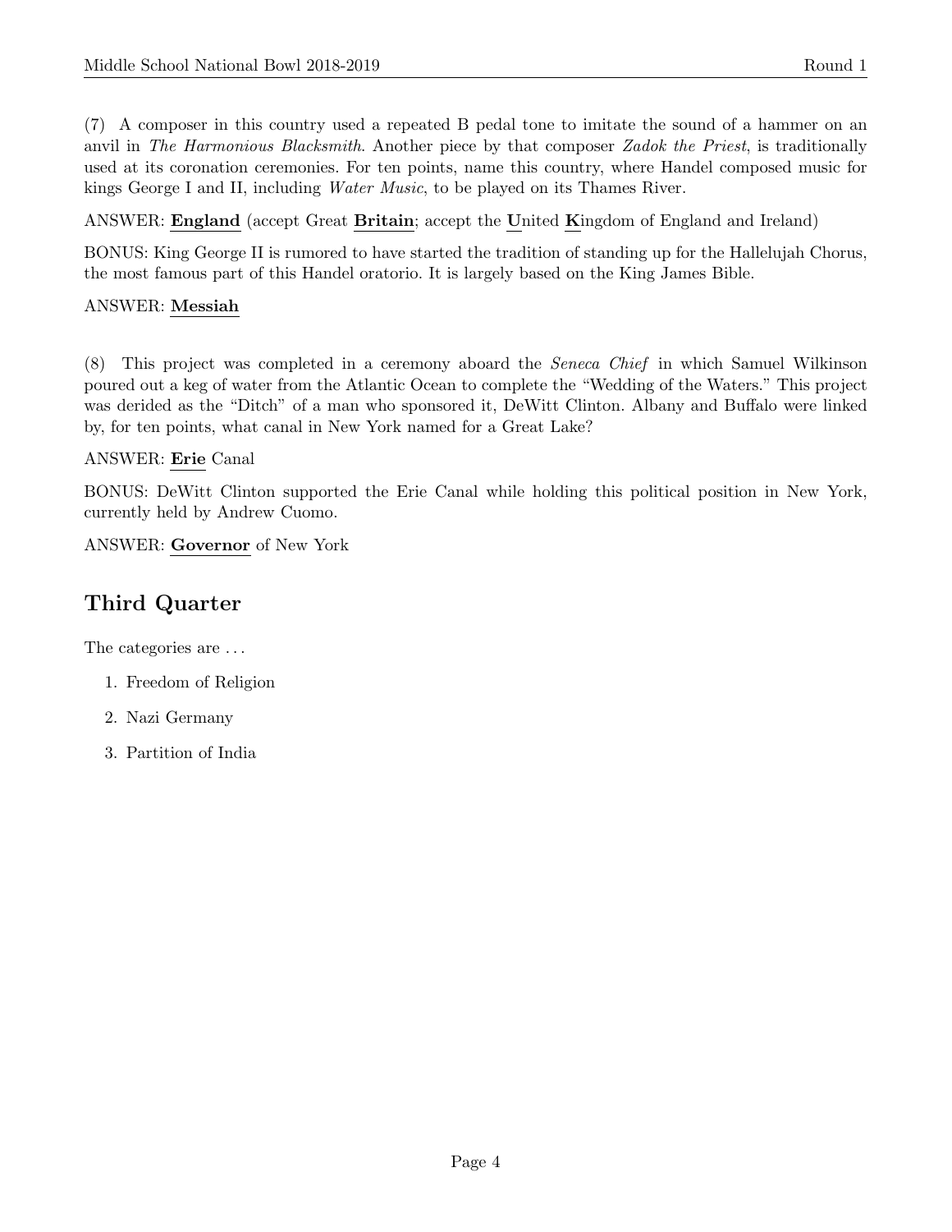(7) A composer in this country used a repeated B pedal tone to imitate the sound of a hammer on an anvil in *The Harmonious Blacksmith*. Another piece by that composer *Zadok the Priest*, is traditionally used at its coronation ceremonies. For ten points, name this country, where Handel composed music for kings George I and II, including *Water Music*, to be played on its Thames River.

ANSWER: **England** (accept Great **Britain**; accept the **U**nited **K**ingdom of England and Ireland)

BONUS: King George II is rumored to have started the tradition of standing up for the Hallelujah Chorus, the most famous part of this Handel oratorio. It is largely based on the King James Bible.

ANSWER: **Messiah**

(8) This project was completed in a ceremony aboard the *Seneca Chief* in which Samuel Wilkinson poured out a keg of water from the Atlantic Ocean to complete the "Wedding of the Waters." This project was derided as the "Ditch" of a man who sponsored it, DeWitt Clinton. Albany and Buffalo were linked by, for ten points, what canal in New York named for a Great Lake?

ANSWER: **Erie** Canal

BONUS: DeWitt Clinton supported the Erie Canal while holding this political position in New York, currently held by Andrew Cuomo.

ANSWER: **Governor** of New York

## Third Quarter

The categories are ...

1. Freedom of Religion
2. Nazi Germany
3. Partition of India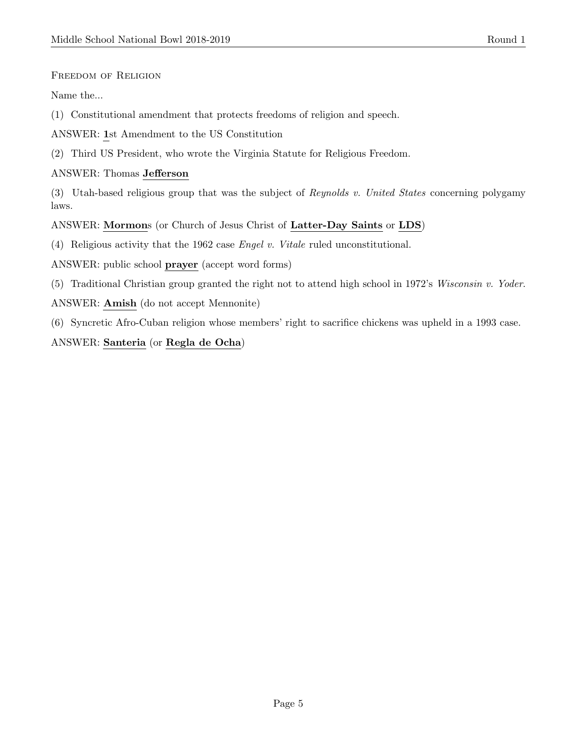Freedom of Religion

Name the...

(1) Constitutional amendment that protects freedoms of religion and speech.

ANSWER: **1**st Amendment to the US Constitution

(2) Third US President, who wrote the Virginia Statute for Religious Freedom.

ANSWER: Thomas **Jefferson**

(3) Utah-based religious group that was the subject of *Reynolds v. United States* concerning polygamy laws.

ANSWER: **Mormon**s (or Church of Jesus Christ of **Latter-Day Saints** or **LDS**)

(4) Religious activity that the 1962 case *Engel v. Vitale* ruled unconstitutional.

ANSWER: public school **prayer** (accept word forms)

(5) Traditional Christian group granted the right not to attend high school in 1972's *Wisconsin v. Yoder*.

ANSWER: **Amish** (do not accept Mennonite)

(6) Syncretic Afro-Cuban religion whose members' right to sacrifice chickens was upheld in a 1993 case.

ANSWER: **Santeria** (or **Regla de Ocha**)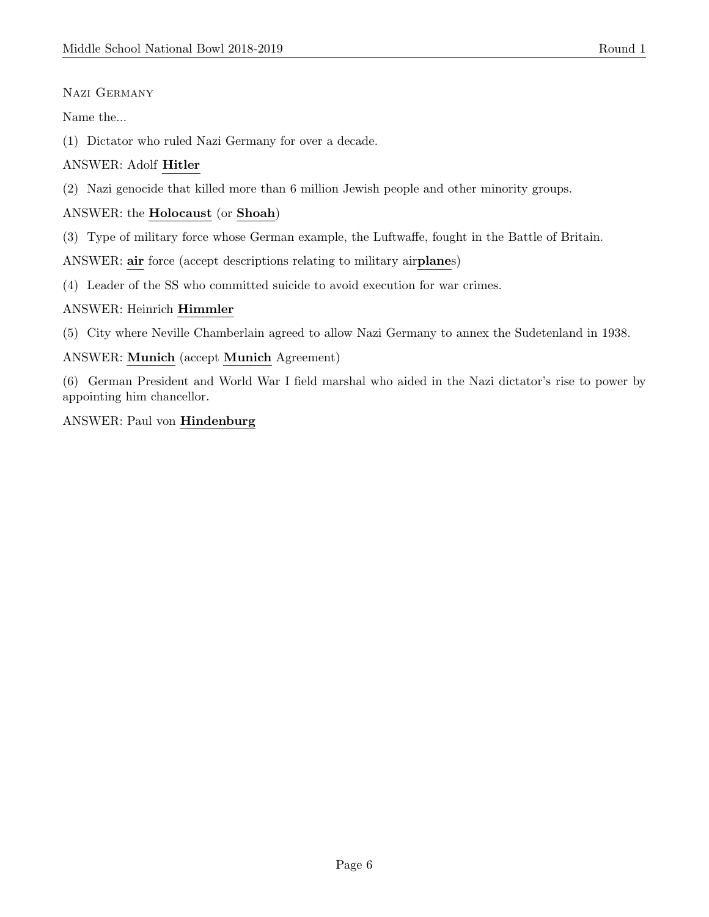Nazi Germany

Name the...

(1) Dictator who ruled Nazi Germany for over a decade.

ANSWER: Adolf **Hitler**

(2) Nazi genocide that killed more than 6 million Jewish people and other minority groups.

ANSWER: the **Holocaust** (or **Shoah**)

(3) Type of military force whose German example, the Luftwaffe, fought in the Battle of Britain.

ANSWER: **air** force (accept descriptions relating to military air**plane**s)

(4) Leader of the SS who committed suicide to avoid execution for war crimes.

ANSWER: Heinrich **Himmler**

(5) City where Neville Chamberlain agreed to allow Nazi Germany to annex the Sudetenland in 1938.

ANSWER: **Munich** (accept **Munich** Agreement)

(6) German President and World War I field marshal who aided in the Nazi dictator's rise to power by appointing him chancellor.

ANSWER: Paul von **Hindenburg**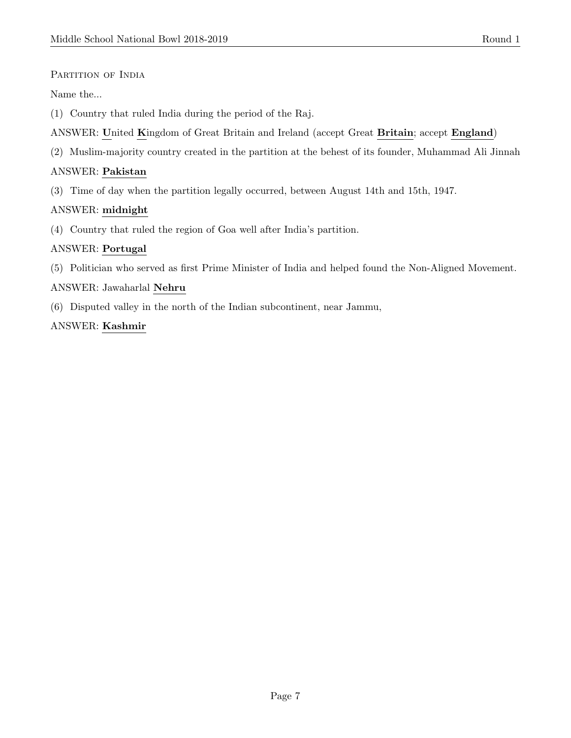Partition of India

Name the...

(1) Country that ruled India during the period of the Raj.

ANSWER: **U**nited **K**ingdom of Great Britain and Ireland (accept Great **Britain**; accept **England**)

(2) Muslim-majority country created in the partition at the behest of its founder, Muhammad Ali Jinnah

ANSWER: **Pakistan**

(3) Time of day when the partition legally occurred, between August 14th and 15th, 1947.

ANSWER: **midnight**

(4) Country that ruled the region of Goa well after India's partition.

ANSWER: **Portugal**

(5) Politician who served as first Prime Minister of India and helped found the Non-Aligned Movement.

ANSWER: Jawaharlal **Nehru**

(6) Disputed valley in the north of the Indian subcontinent, near Jammu,

ANSWER: **Kashmir**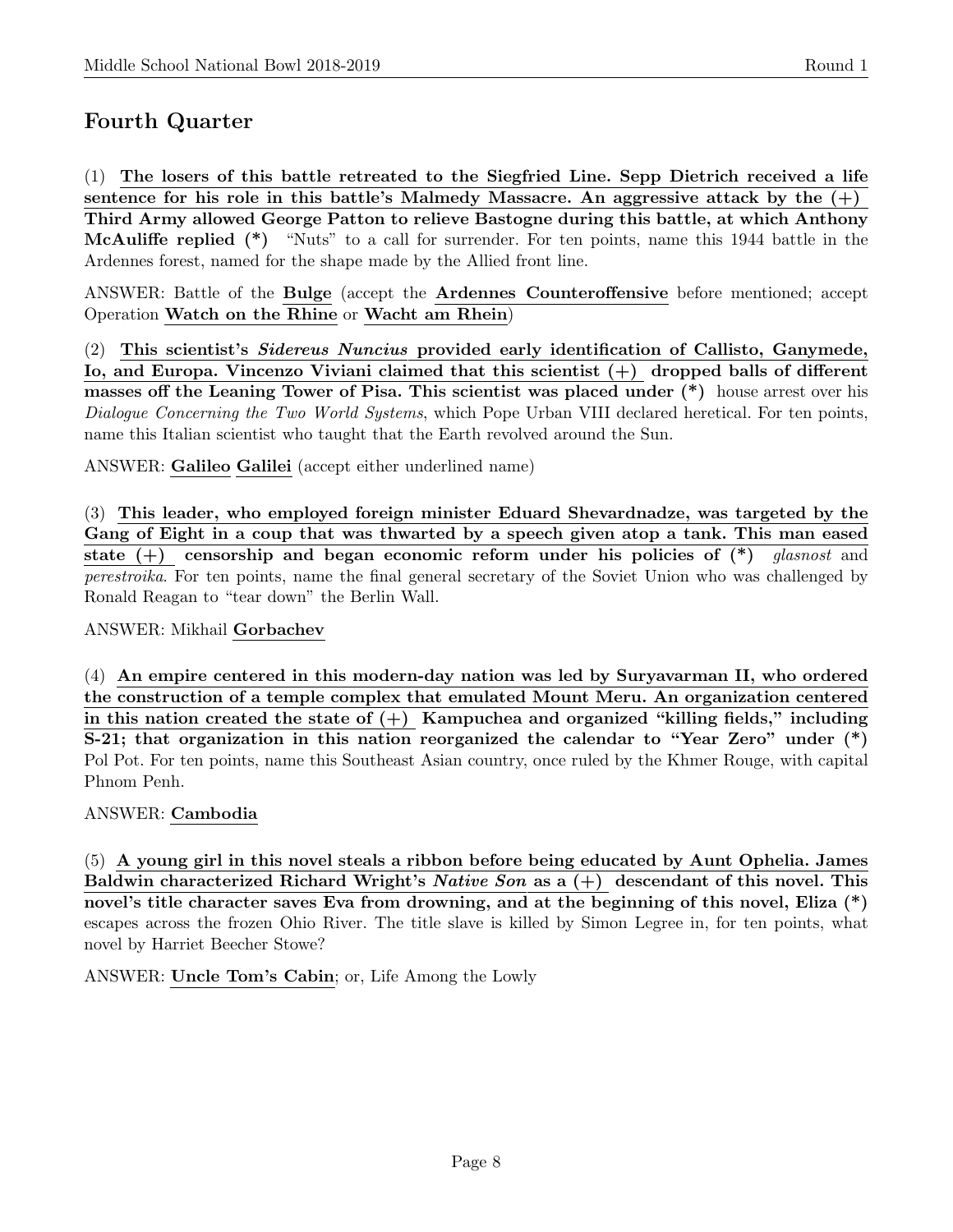## Fourth Quarter

(1) **The losers of this battle retreated to the Siegfried Line. Sepp Dietrich received a life sentence for his role in this battle's Malmedy Massacre. An aggressive attack by the (+) Third Army allowed George Patton to relieve Bastogne during this battle, at which Anthony McAuliffe replied (*)** "Nuts" to a call for surrender. For ten points, name this 1944 battle in the Ardennes forest, named for the shape made by the Allied front line.

ANSWER: Battle of the **Bulge** (accept the **Ardennes Counteroffensive** before mentioned; accept Operation **Watch on the Rhine** or **Wacht am Rhein**)

(2) **This scientist's *Sidereus Nuncius* provided early identification of Callisto, Ganymede, Io, and Europa. Vincenzo Viviani claimed that this scientist (+) dropped balls of different masses off the Leaning Tower of Pisa. This scientist was placed under (*)** house arrest over his *Dialogue Concerning the Two World Systems*, which Pope Urban VIII declared heretical. For ten points, name this Italian scientist who taught that the Earth revolved around the Sun.

ANSWER: **Galileo Galilei** (accept either underlined name)

(3) **This leader, who employed foreign minister Eduard Shevardnadze, was targeted by the Gang of Eight in a coup that was thwarted by a speech given atop a tank. This man eased state (+) censorship and began economic reform under his policies of (*)** *glasnost* and *perestroika*. For ten points, name the final general secretary of the Soviet Union who was challenged by Ronald Reagan to "tear down" the Berlin Wall.

ANSWER: Mikhail **Gorbachev**

(4) **An empire centered in this modern-day nation was led by Suryavarman II, who ordered the construction of a temple complex that emulated Mount Meru. An organization centered in this nation created the state of (+) Kampuchea and organized "killing fields," including S-21; that organization in this nation reorganized the calendar to "Year Zero" under (*)** Pol Pot. For ten points, name this Southeast Asian country, once ruled by the Khmer Rouge, with capital Phnom Penh.

ANSWER: **Cambodia**

(5) **A young girl in this novel steals a ribbon before being educated by Aunt Ophelia. James Baldwin characterized Richard Wright's *Native Son* as a (+) descendant of this novel. This novel's title character saves Eva from drowning, and at the beginning of this novel, Eliza (*)** escapes across the frozen Ohio River. The title slave is killed by Simon Legree in, for ten points, what novel by Harriet Beecher Stowe?

ANSWER: **Uncle Tom's Cabin**; or, Life Among the Lowly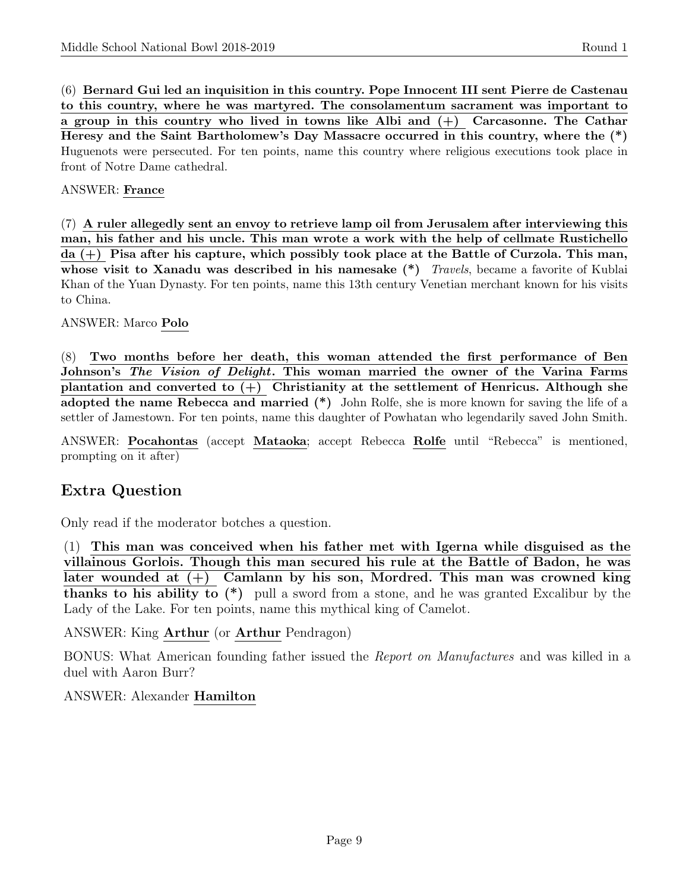(6) **Bernard Gui led an inquisition in this country. Pope Innocent III sent Pierre de Castenau to this country, where he was martyred. The consolamentum sacrament was important to a group in this country who lived in towns like Albi and (+) Carcasonne. The Cathar Heresy and the Saint Bartholomew's Day Massacre occurred in this country, where the (*)** Huguenots were persecuted. For ten points, name this country where religious executions took place in front of Notre Dame cathedral.

ANSWER: **France**

(7) **A ruler allegedly sent an envoy to retrieve lamp oil from Jerusalem after interviewing this man, his father and his uncle. This man wrote a work with the help of cellmate Rustichello da (+) Pisa after his capture, which possibly took place at the Battle of Curzola. This man, whose visit to Xanadu was described in his namesake (*)** *Travels*, became a favorite of Kublai Khan of the Yuan Dynasty. For ten points, name this 13th century Venetian merchant known for his visits to China.

ANSWER: Marco **Polo**

(8) **Two months before her death, this woman attended the first performance of Ben Johnson's *The Vision of Delight*. This woman married the owner of the Varina Farms plantation and converted to (+) Christianity at the settlement of Henricus. Although she adopted the name Rebecca and married (*)** John Rolfe, she is more known for saving the life of a settler of Jamestown. For ten points, name this daughter of Powhatan who legendarily saved John Smith.

ANSWER: **Pocahontas** (accept **Mataoka**; accept Rebecca **Rolfe** until "Rebecca" is mentioned, prompting on it after)

## Extra Question

Only read if the moderator botches a question.

(1) **This man was conceived when his father met with Igerna while disguised as the villainous Gorlois. Though this man secured his rule at the Battle of Badon, he was later wounded at (+) Camlann by his son, Mordred. This man was crowned king thanks to his ability to (*)** pull a sword from a stone, and he was granted Excalibur by the Lady of the Lake. For ten points, name this mythical king of Camelot.

ANSWER: King **Arthur** (or **Arthur** Pendragon)

BONUS: What American founding father issued the *Report on Manufactures* and was killed in a duel with Aaron Burr?

ANSWER: Alexander **Hamilton**